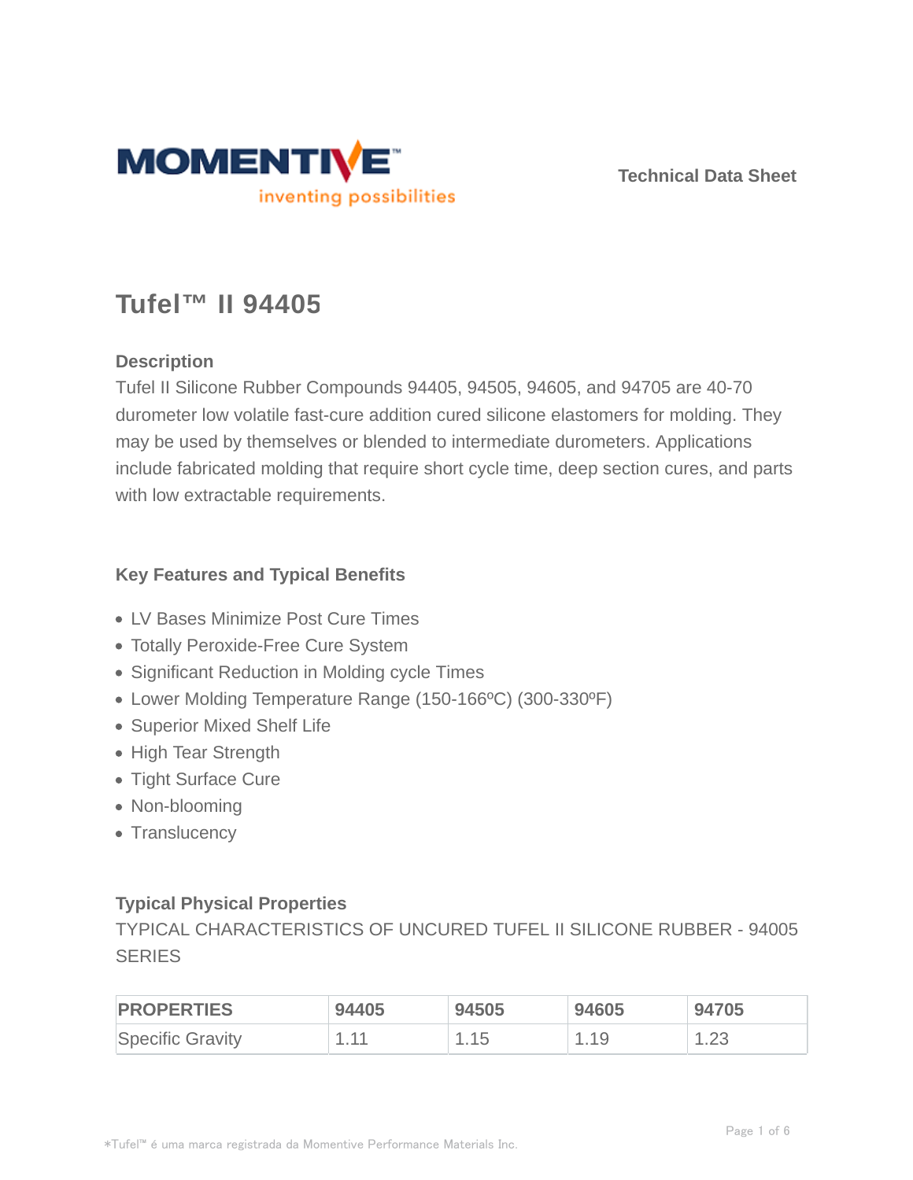MOMENTIVE

inventing possibilities

Technical Data Sheet

# Tufel™ II 94405

## Description

Tufel II Silicone Rubber Compounds 94405, 94505, 94605, and 94705 are 40-70 durometer low volatile fast-cure addition cured silicone elastomers for molding. They may be used by themselves or blended to intermediate durometers. Applications include fabricated molding that require short cycle time, deep section cures, and parts with low extractable requirements.

## Key Features and Typical Benefits

- LV Bases Minimize Post Cure Times
- Totally Peroxide-Free Cure System
- Significant Reduction in Molding cycle Times
- Lower Molding Temperature Range (150-166ºC) (300-330ºF)
- Superior Mixed Shelf Life
- High Tear Strength
- Tight Surface Cure
- Non-blooming
- Translucency

## Typical Physical Properties

TYPICAL CHARACTERISTICS OF UNCURED TUFEL II SILICONE RUBBER - 94005 SERIES

| PROPERTIES | 94405 | 94505 | 94605 | 94705 |
|---|---|---|---|---|
| Specific Gravity | 1.11 | 1.15 | 1.19 | 1.23 |

*Tufel™ é uma marca registrada da Momentive Performance Materials Inc.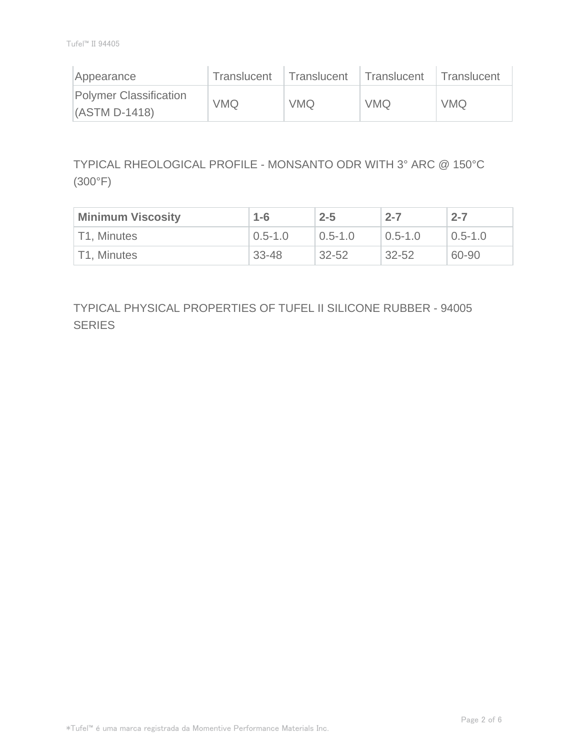| Appearance | Translucent | Translucent | Translucent | Translucent |
| --- | --- | --- | --- | --- |
| Polymer Classification (ASTM D-1418) | VMQ | VMQ | VMQ | VMQ |

## TYPICAL RHEOLOGICAL PROFILE - MONSANTO ODR WITH 3° ARC @ 150°C (300°F)

| **Minimum Viscosity** | **1-6** | **2-5** | **2-7** | **2-7** |
| --- | --- | --- | --- | --- |
| T1, Minutes | 0.5-1.0 | 0.5-1.0 | 0.5-1.0 | 0.5-1.0 |
| T1, Minutes | 33-48 | 32-52 | 32-52 | 60-90 |

## TYPICAL PHYSICAL PROPERTIES OF TUFEL II SILICONE RUBBER - 94005 SERIES

*Tufel™ é uma marca registrada da Momentive Performance Materials Inc.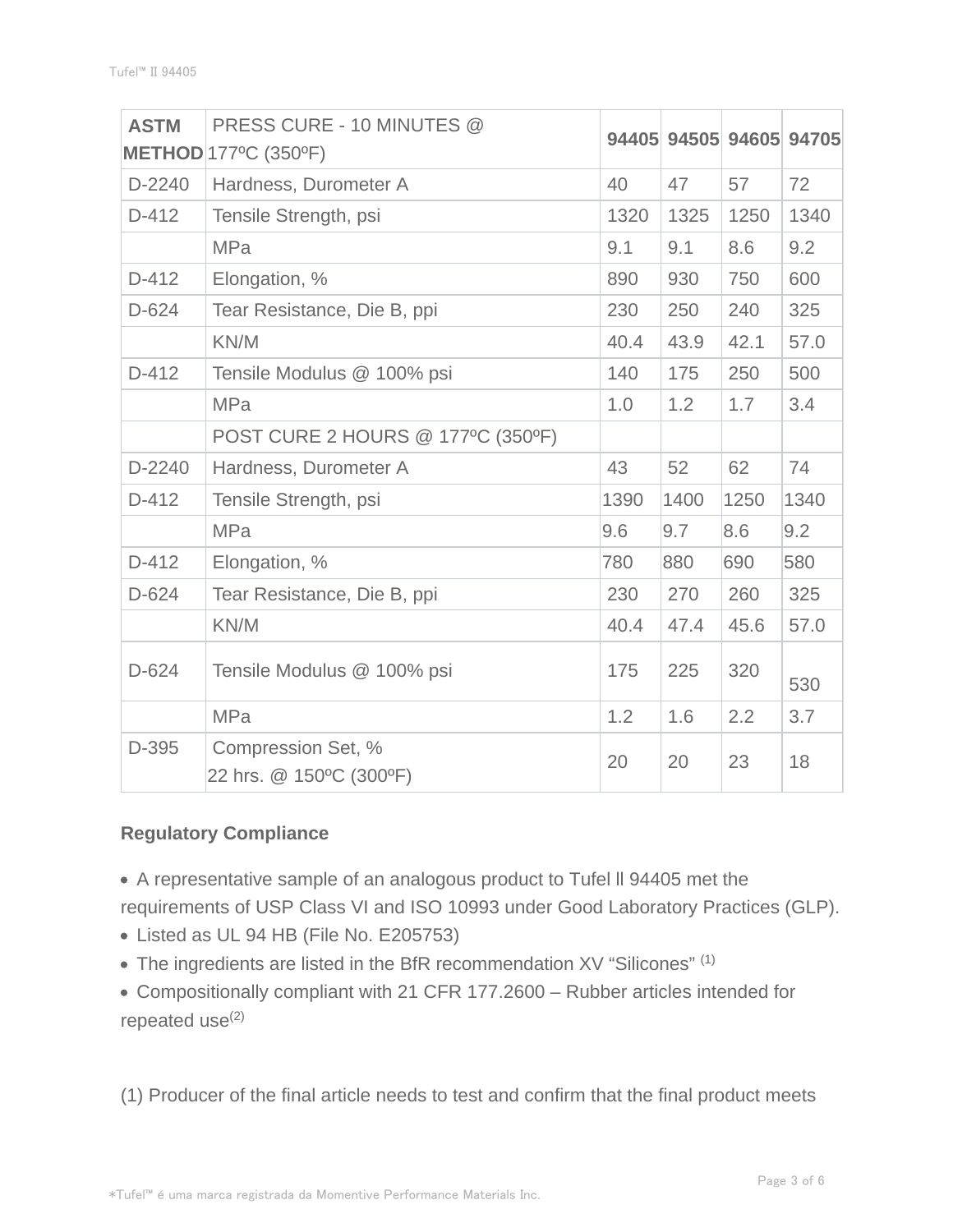| ASTM METHOD | PRESS CURE - 10 MINUTES @ 177ºC (350ºF) | 94405 | 94505 | 94605 | 94705 |
|---|---|---|---|---|---|
| D-2240 | Hardness, Durometer A | 40 | 47 | 57 | 72 |
| D-412 | Tensile Strength, psi | 1320 | 1325 | 1250 | 1340 |
| | MPa | 9.1 | 9.1 | 8.6 | 9.2 |
| D-412 | Elongation, % | 890 | 930 | 750 | 600 |
| D-624 | Tear Resistance, Die B, ppi | 230 | 250 | 240 | 325 |
| | KN/M | 40.4 | 43.9 | 42.1 | 57.0 |
| D-412 | Tensile Modulus @ 100% psi | 140 | 175 | 250 | 500 |
| | MPa | 1.0 | 1.2 | 1.7 | 3.4 |
| | POST CURE 2 HOURS @ 177ºC (350ºF) | | | | |
| D-2240 | Hardness, Durometer A | 43 | 52 | 62 | 74 |
| D-412 | Tensile Strength, psi | 1390 | 1400 | 1250 | 1340 |
| | MPa | 9.6 | 9.7 | 8.6 | 9.2 |
| D-412 | Elongation, % | 780 | 880 | 690 | 580 |
| D-624 | Tear Resistance, Die B, ppi | 230 | 270 | 260 | 325 |
| | KN/M | 40.4 | 47.4 | 45.6 | 57.0 |
| D-624 | Tensile Modulus @ 100% psi | 175 | 225 | 320 | 530 |
| | MPa | 1.2 | 1.6 | 2.2 | 3.7 |
| D-395 | Compression Set, % 22 hrs. @ 150ºC (300ºF) | 20 | 20 | 23 | 18 |

**Regulatory Compliance**

- A representative sample of an analogous product to Tufel ll 94405 met the requirements of USP Class VI and ISO 10993 under Good Laboratory Practices (GLP).
- Listed as UL 94 HB (File No. E205753)
- The ingredients are listed in the BfR recommendation XV "Silicones" (1)
- Compositionally compliant with 21 CFR 177.2600 – Rubber articles intended for repeated use(2)

(1) Producer of the final article needs to test and confirm that the final product meets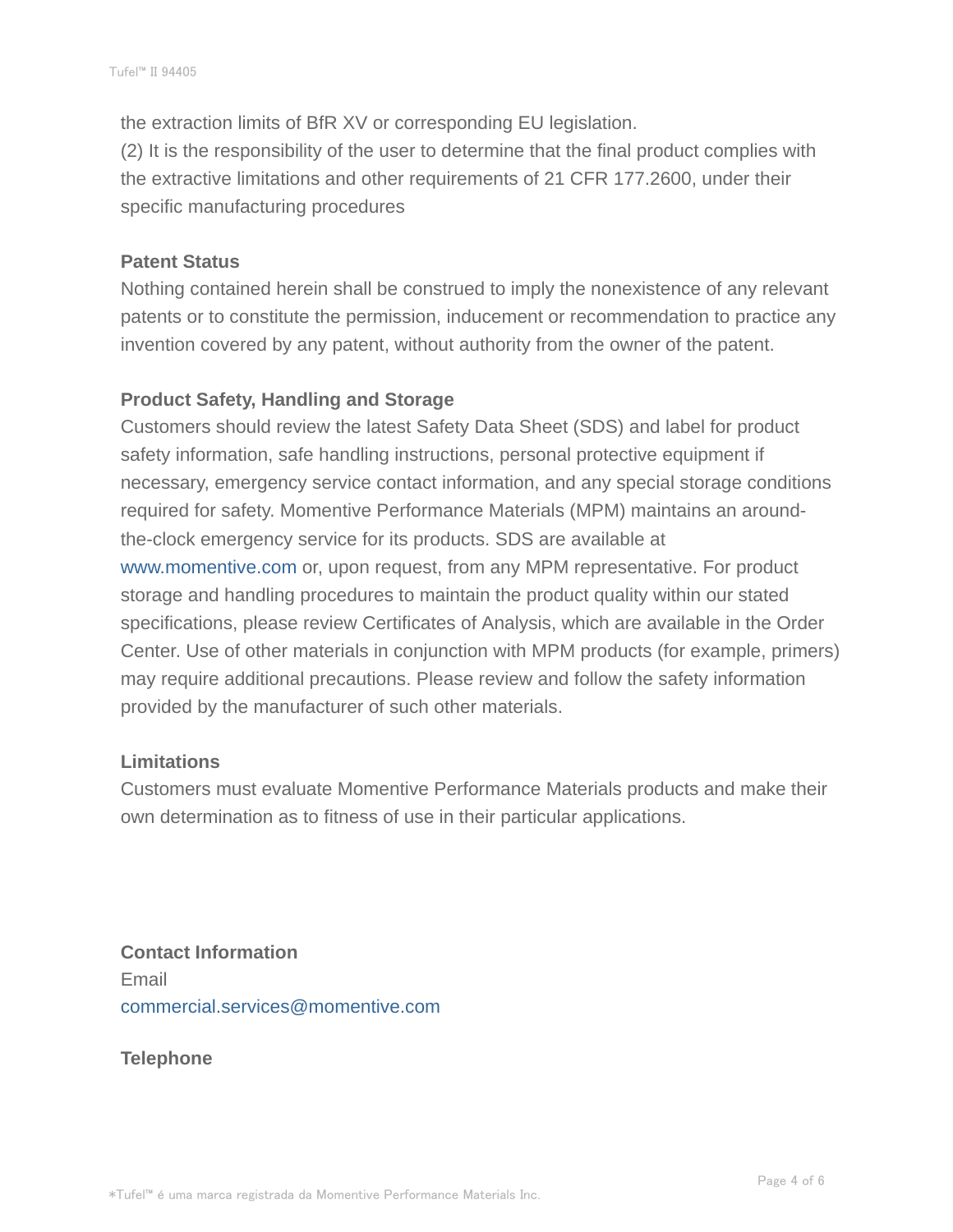the extraction limits of BfR XV or corresponding EU legislation.
(2) It is the responsibility of the user to determine that the final product complies with the extractive limitations and other requirements of 21 CFR 177.2600, under their specific manufacturing procedures

**Patent Status**

Nothing contained herein shall be construed to imply the nonexistence of any relevant patents or to constitute the permission, inducement or recommendation to practice any invention covered by any patent, without authority from the owner of the patent.

**Product Safety, Handling and Storage**

Customers should review the latest Safety Data Sheet (SDS) and label for product safety information, safe handling instructions, personal protective equipment if necessary, emergency service contact information, and any special storage conditions required for safety. Momentive Performance Materials (MPM) maintains an around-the-clock emergency service for its products. SDS are available at www.momentive.com or, upon request, from any MPM representative. For product storage and handling procedures to maintain the product quality within our stated specifications, please review Certificates of Analysis, which are available in the Order Center. Use of other materials in conjunction with MPM products (for example, primers) may require additional precautions. Please review and follow the safety information provided by the manufacturer of such other materials.

**Limitations**

Customers must evaluate Momentive Performance Materials products and make their own determination as to fitness of use in their particular applications.

**Contact Information**

Email
commercial.services@momentive.com

**Telephone**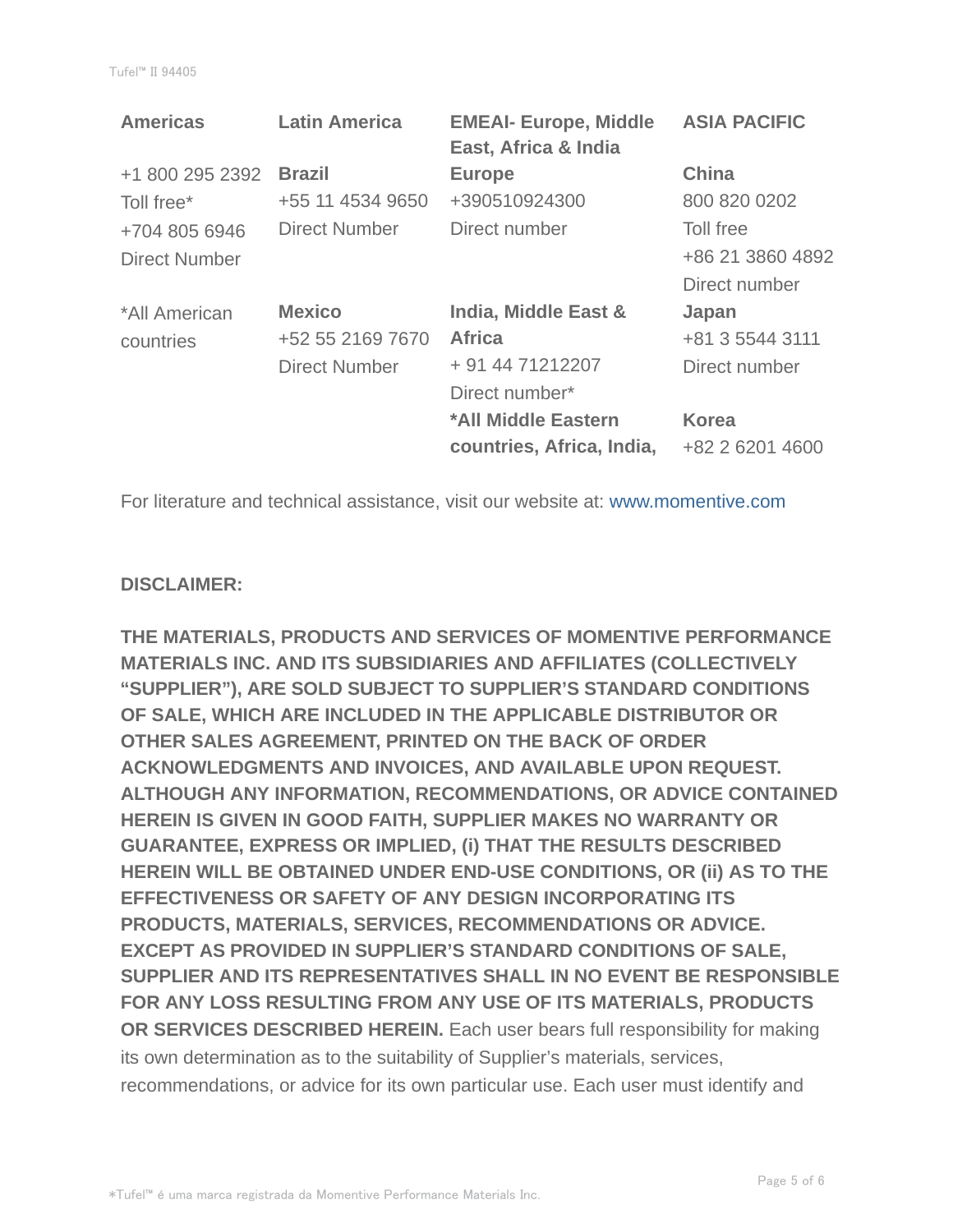| Americas | Latin America | EMEAI- Europe, Middle East, Africa & India | ASIA PACIFIC |
| --- | --- | --- | --- |
| +1 800 295 2392 Toll free* +704 805 6946 Direct Number | **Brazil** +55 11 4534 9650 Direct Number | **Europe** +390510924300 Direct number | **China** 800 820 0202 Toll free +86 21 3860 4892 Direct number |
| *All American countries | **Mexico** +52 55 2169 7670 Direct Number | **India, Middle East & Africa** + 91 44 71212207 Direct number* | **Japan** +81 3 5544 3111 Direct number |
| | | ***All Middle Eastern countries, Africa, India,** | **Korea** +82 2 6201 4600 |

For literature and technical assistance, visit our website at: www.momentive.com

**DISCLAIMER:**

**THE MATERIALS, PRODUCTS AND SERVICES OF MOMENTIVE PERFORMANCE MATERIALS INC. AND ITS SUBSIDIARIES AND AFFILIATES (COLLECTIVELY "SUPPLIER"), ARE SOLD SUBJECT TO SUPPLIER'S STANDARD CONDITIONS OF SALE, WHICH ARE INCLUDED IN THE APPLICABLE DISTRIBUTOR OR OTHER SALES AGREEMENT, PRINTED ON THE BACK OF ORDER ACKNOWLEDGMENTS AND INVOICES, AND AVAILABLE UPON REQUEST. ALTHOUGH ANY INFORMATION, RECOMMENDATIONS, OR ADVICE CONTAINED HEREIN IS GIVEN IN GOOD FAITH, SUPPLIER MAKES NO WARRANTY OR GUARANTEE, EXPRESS OR IMPLIED, (i) THAT THE RESULTS DESCRIBED HEREIN WILL BE OBTAINED UNDER END-USE CONDITIONS, OR (ii) AS TO THE EFFECTIVENESS OR SAFETY OF ANY DESIGN INCORPORATING ITS PRODUCTS, MATERIALS, SERVICES, RECOMMENDATIONS OR ADVICE. EXCEPT AS PROVIDED IN SUPPLIER'S STANDARD CONDITIONS OF SALE, SUPPLIER AND ITS REPRESENTATIVES SHALL IN NO EVENT BE RESPONSIBLE FOR ANY LOSS RESULTING FROM ANY USE OF ITS MATERIALS, PRODUCTS OR SERVICES DESCRIBED HEREIN.** Each user bears full responsibility for making its own determination as to the suitability of Supplier's materials, services, recommendations, or advice for its own particular use. Each user must identify and

*Tufel™ é uma marca registrada da Momentive Performance Materials Inc.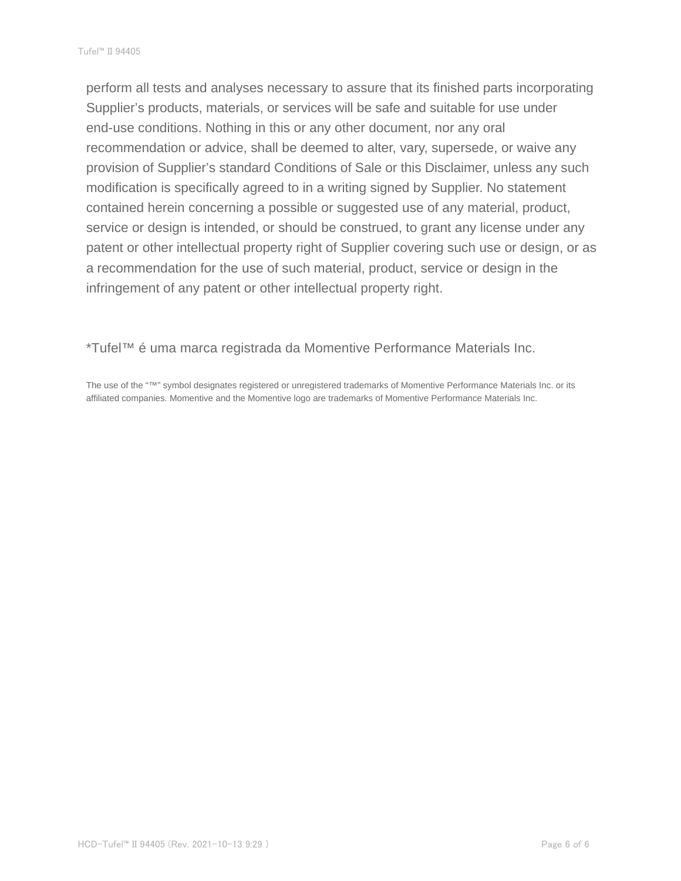perform all tests and analyses necessary to assure that its finished parts incorporating Supplier's products, materials, or services will be safe and suitable for use under end-use conditions. Nothing in this or any other document, nor any oral recommendation or advice, shall be deemed to alter, vary, supersede, or waive any provision of Supplier's standard Conditions of Sale or this Disclaimer, unless any such modification is specifically agreed to in a writing signed by Supplier. No statement contained herein concerning a possible or suggested use of any material, product, service or design is intended, or should be construed, to grant any license under any patent or other intellectual property right of Supplier covering such use or design, or as a recommendation for the use of such material, product, service or design in the infringement of any patent or other intellectual property right.

*Tufel™ é uma marca registrada da Momentive Performance Materials Inc.

The use of the "™" symbol designates registered or unregistered trademarks of Momentive Performance Materials Inc. or its affiliated companies. Momentive and the Momentive logo are trademarks of Momentive Performance Materials Inc.